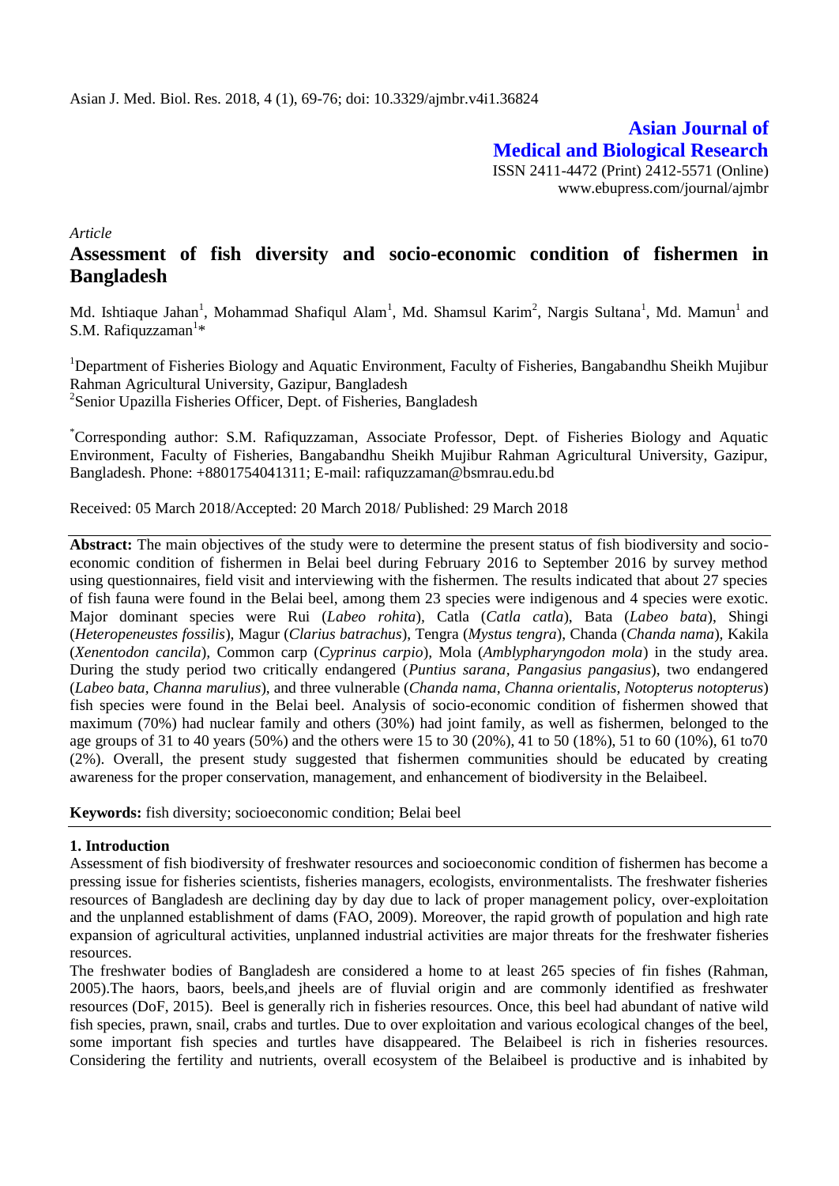Asian J. Med. Biol. Res. 2018, 4 (1), 69-76; doi: 10.3329/ajmbr.v4i1.36824

**Asian Journal of Medical and Biological Research**
ISSN 2411-4472 (Print) 2412-5571 (Online)
www.ebupress.com/journal/ajmbr

*Article*

# Assessment of fish diversity and socio-economic condition of fishermen in Bangladesh

Md. Ishtiaque Jahan[1], Mohammad Shafiqul Alam[1], Md. Shamsul Karim[2], Nargis Sultana[1], Md. Mamun[1] and S.M. Rafiquzzaman[1]*

[1]Department of Fisheries Biology and Aquatic Environment, Faculty of Fisheries, Bangabandhu Sheikh Mujibur Rahman Agricultural University, Gazipur, Bangladesh
[2]Senior Upazilla Fisheries Officer, Dept. of Fisheries, Bangladesh

*Corresponding author: S.M. Rafiquzzaman, Associate Professor, Dept. of Fisheries Biology and Aquatic Environment, Faculty of Fisheries, Bangabandhu Sheikh Mujibur Rahman Agricultural University, Gazipur, Bangladesh. Phone: +8801754041311; E-mail: rafiquzzaman@bsmrau.edu.bd

Received: 05 March 2018/Accepted: 20 March 2018/ Published: 29 March 2018

**Abstract:** The main objectives of the study were to determine the present status of fish biodiversity and socio-economic condition of fishermen in Belai beel during February 2016 to September 2016 by survey method using questionnaires, field visit and interviewing with the fishermen. The results indicated that about 27 species of fish fauna were found in the Belai beel, among them 23 species were indigenous and 4 species were exotic. Major dominant species were Rui (*Labeo rohita*), Catla (*Catla catla*), Bata (*Labeo bata*), Shingi (*Heteropeneustes fossilis*), Magur (*Clarius batrachus*), Tengra (*Mystus tengra*), Chanda (*Chanda nama*), Kakila (*Xenentodon cancila*), Common carp (*Cyprinus carpio*), Mola (*Amblypharyngodon mola*) in the study area. During the study period two critically endangered (*Puntius sarana, Pangasius pangasius*), two endangered (*Labeo bata, Channa marulius*), and three vulnerable (*Chanda nama, Channa orientalis, Notopterus notopterus*) fish species were found in the Belai beel. Analysis of socio-economic condition of fishermen showed that maximum (70%) had nuclear family and others (30%) had joint family, as well as fishermen, belonged to the age groups of 31 to 40 years (50%) and the others were 15 to 30 (20%), 41 to 50 (18%), 51 to 60 (10%), 61 to70 (2%). Overall, the present study suggested that fishermen communities should be educated by creating awareness for the proper conservation, management, and enhancement of biodiversity in the Belaibeel.

**Keywords:** fish diversity; socioeconomic condition; Belai beel

## 1. Introduction

Assessment of fish biodiversity of freshwater resources and socioeconomic condition of fishermen has become a pressing issue for fisheries scientists, fisheries managers, ecologists, environmentalists. The freshwater fisheries resources of Bangladesh are declining day by day due to lack of proper management policy, over-exploitation and the unplanned establishment of dams (FAO, 2009). Moreover, the rapid growth of population and high rate expansion of agricultural activities, unplanned industrial activities are major threats for the freshwater fisheries resources.

The freshwater bodies of Bangladesh are considered a home to at least 265 species of fin fishes (Rahman, 2005).The haors, baors, beels,and jheels are of fluvial origin and are commonly identified as freshwater resources (DoF, 2015). Beel is generally rich in fisheries resources. Once, this beel had abundant of native wild fish species, prawn, snail, crabs and turtles. Due to over exploitation and various ecological changes of the beel, some important fish species and turtles have disappeared. The Belaibeel is rich in fisheries resources. Considering the fertility and nutrients, overall ecosystem of the Belaibeel is productive and is inhabited by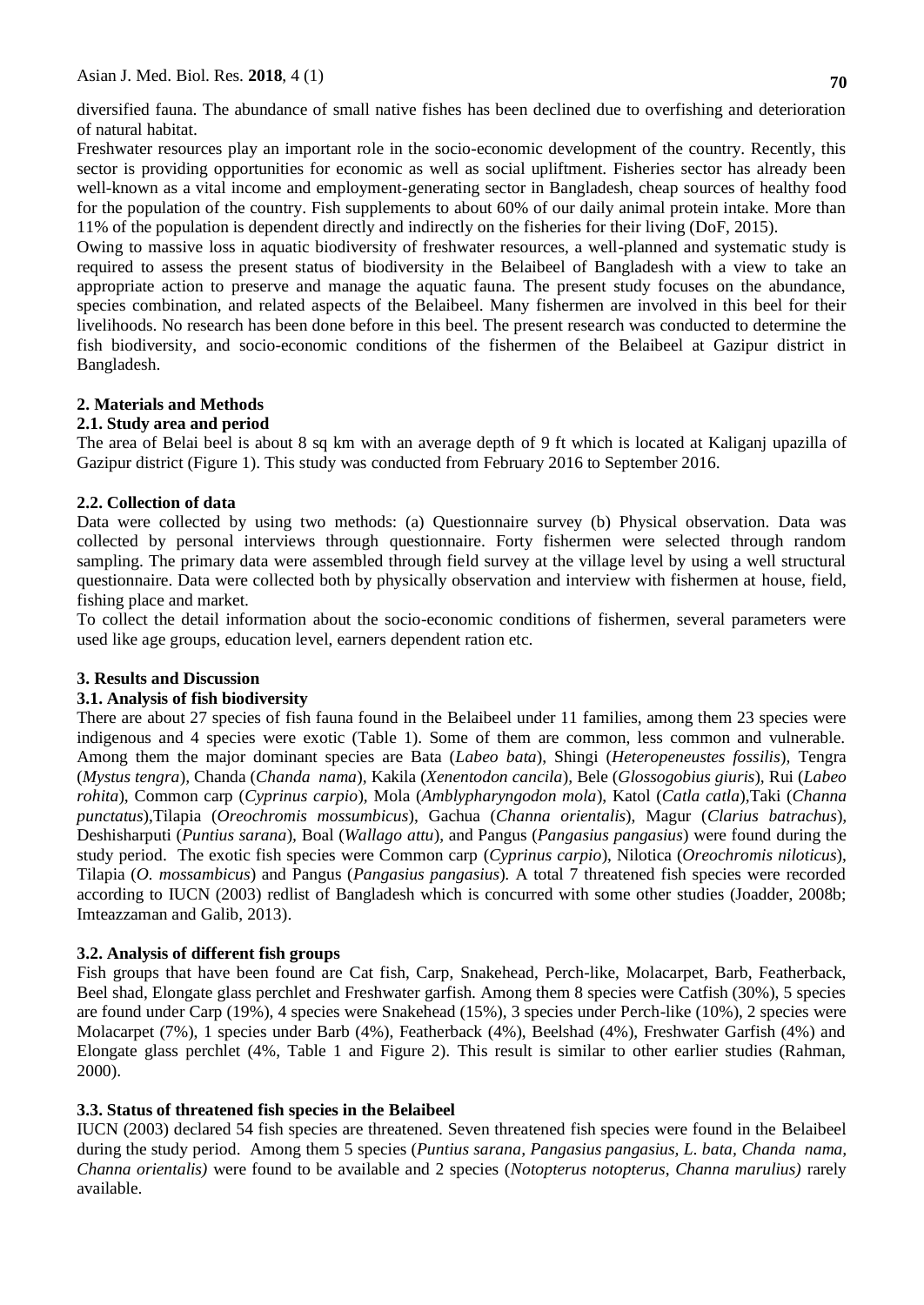diversified fauna. The abundance of small native fishes has been declined due to overfishing and deterioration of natural habitat.

Freshwater resources play an important role in the socio-economic development of the country. Recently, this sector is providing opportunities for economic as well as social upliftment. Fisheries sector has already been well-known as a vital income and employment-generating sector in Bangladesh, cheap sources of healthy food for the population of the country. Fish supplements to about 60% of our daily animal protein intake. More than 11% of the population is dependent directly and indirectly on the fisheries for their living (DoF, 2015).

Owing to massive loss in aquatic biodiversity of freshwater resources, a well-planned and systematic study is required to assess the present status of biodiversity in the Belaibeel of Bangladesh with a view to take an appropriate action to preserve and manage the aquatic fauna. The present study focuses on the abundance, species combination, and related aspects of the Belaibeel. Many fishermen are involved in this beel for their livelihoods. No research has been done before in this beel. The present research was conducted to determine the fish biodiversity, and socio-economic conditions of the fishermen of the Belaibeel at Gazipur district in Bangladesh.

## 2. Materials and Methods

### 2.1. Study area and period

The area of Belai beel is about 8 sq km with an average depth of 9 ft which is located at Kaliganj upazilla of Gazipur district (Figure 1). This study was conducted from February 2016 to September 2016.

### 2.2. Collection of data

Data were collected by using two methods: (a) Questionnaire survey (b) Physical observation. Data was collected by personal interviews through questionnaire. Forty fishermen were selected through random sampling. The primary data were assembled through field survey at the village level by using a well structural questionnaire. Data were collected both by physically observation and interview with fishermen at house, field, fishing place and market.

To collect the detail information about the socio-economic conditions of fishermen, several parameters were used like age groups, education level, earners dependent ration etc.

## 3. Results and Discussion

### 3.1. Analysis of fish biodiversity

There are about 27 species of fish fauna found in the Belaibeel under 11 families, among them 23 species were indigenous and 4 species were exotic (Table 1). Some of them are common, less common and vulnerable. Among them the major dominant species are Bata (*Labeo bata*), Shingi (*Heteropeneustes fossilis*), Tengra (*Mystus tengra*), Chanda (*Chanda nama*), Kakila (*Xenentodon cancila*), Bele (*Glossogobius giuris*), Rui (*Labeo rohita*), Common carp (*Cyprinus carpio*), Mola (*Amblypharyngodon mola*), Katol (*Catla catla*),Taki (*Channa punctatus*),Tilapia (*Oreochromis mossumbicus*), Gachua (*Channa orientalis*), Magur (*Clarius batrachus*), Deshisharputi (*Puntius sarana*), Boal (*Wallago attu*), and Pangus (*Pangasius pangasius*) were found during the study period. The exotic fish species were Common carp (*Cyprinus carpio*), Nilotica (*Oreochromis niloticus*), Tilapia (*O. mossambicus*) and Pangus (*Pangasius pangasius*). A total 7 threatened fish species were recorded according to IUCN (2003) redlist of Bangladesh which is concurred with some other studies (Joadder, 2008b; Imteazzaman and Galib, 2013).

### 3.2. Analysis of different fish groups

Fish groups that have been found are Cat fish, Carp, Snakehead, Perch-like, Molacarpet, Barb, Featherback, Beel shad, Elongate glass perchlet and Freshwater garfish. Among them 8 species were Catfish (30%), 5 species are found under Carp (19%), 4 species were Snakehead (15%), 3 species under Perch-like (10%), 2 species were Molacarpet (7%), 1 species under Barb (4%), Featherback (4%), Beelshad (4%), Freshwater Garfish (4%) and Elongate glass perchlet (4%, Table 1 and Figure 2). This result is similar to other earlier studies (Rahman, 2000).

### 3.3. Status of threatened fish species in the Belaibeel

IUCN (2003) declared 54 fish species are threatened. Seven threatened fish species were found in the Belaibeel during the study period. Among them 5 species (*Puntius sarana, Pangasius pangasius, L. bata, Chanda nama, Channa orientalis)* were found to be available and 2 species (*Notopterus notopterus*, *Channa marulius)* rarely available.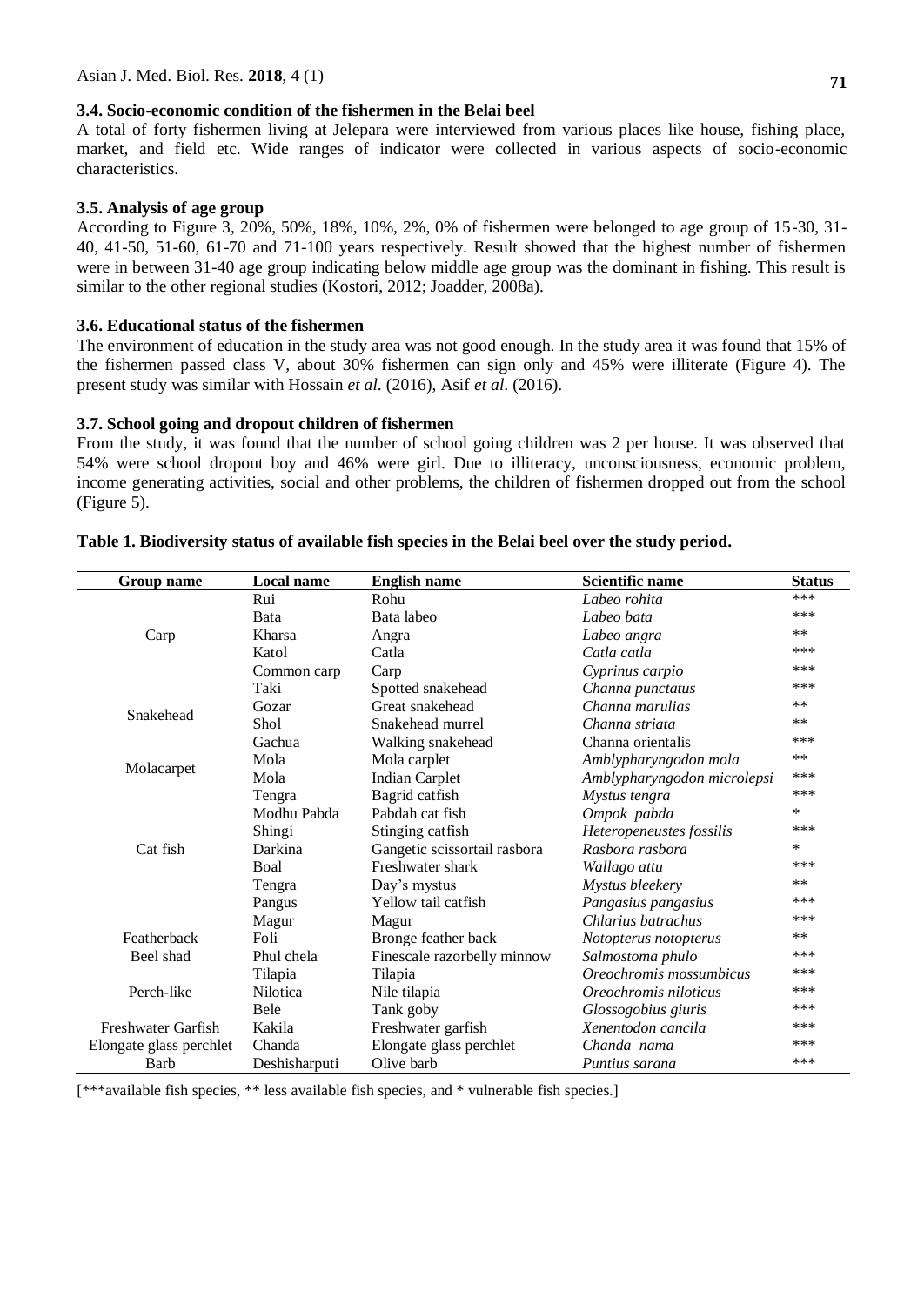### 3.4. Socio-economic condition of the fishermen in the Belai beel

A total of forty fishermen living at Jelepara were interviewed from various places like house, fishing place, market, and field etc. Wide ranges of indicator were collected in various aspects of socio-economic characteristics.

### 3.5. Analysis of age group

According to Figure 3, 20%, 50%, 18%, 10%, 2%, 0% of fishermen were belonged to age group of 15-30, 31-40, 41-50, 51-60, 61-70 and 71-100 years respectively. Result showed that the highest number of fishermen were in between 31-40 age group indicating below middle age group was the dominant in fishing. This result is similar to the other regional studies (Kostori, 2012; Joadder, 2008a).

### 3.6. Educational status of the fishermen

The environment of education in the study area was not good enough. In the study area it was found that 15% of the fishermen passed class V, about 30% fishermen can sign only and 45% were illiterate (Figure 4). The present study was similar with Hossain *et al.* (2016), Asif *et al.* (2016).

### 3.7. School going and dropout children of fishermen

From the study, it was found that the number of school going children was 2 per house. It was observed that 54% were school dropout boy and 46% were girl. Due to illiteracy, unconsciousness, economic problem, income generating activities, social and other problems, the children of fishermen dropped out from the school (Figure 5).

**Table 1. Biodiversity status of available fish species in the Belai beel over the study period.**

| Group name | Local name | English name | Scientific name | Status |
|---|---|---|---|---|
| Carp | Rui | Rohu | *Labeo rohita* | *** |
| | Bata | Bata labeo | *Labeo bata* | *** |
| | Kharsa | Angra | *Labeo angra* | ** |
| | Katol | Catla | *Catla catla* | *** |
| | Common carp | Carp | *Cyprinus carpio* | *** |
| Snakehead | Taki | Spotted snakehead | *Channa punctatus* | *** |
| | Gozar | Great snakehead | *Channa marulias* | ** |
| | Shol | Snakehead murrel | *Channa striata* | ** |
| | Gachua | Walking snakehead | Channa orientalis | *** |
| Molacarpet | Mola | Mola carplet | *Amblypharyngodon mola* | ** |
| | Mola | Indian Carplet | *Amblypharyngodon microlepsi* | *** |
| Cat fish | Tengra | Bagrid catfish | *Mystus tengra* | *** |
| | Modhu Pabda | Pabdah cat fish | *Ompok pabda* | * |
| | Shingi | Stinging catfish | *Heteropeneustes fossilis* | *** |
| | Darkina | Gangetic scissortail rasbora | *Rasbora rasbora* | * |
| | Boal | Freshwater shark | *Wallago attu* | *** |
| | Tengra | Day's mystus | *Mystus bleekery* | ** |
| | Pangus | Yellow tail catfish | *Pangasius pangasius* | *** |
| | Magur | Magur | *Chlarius batrachus* | *** |
| Featherback | Foli | Bronge feather back | *Notopterus notopterus* | ** |
| Beel shad | Phul chela | Finescale razorbelly minnow | *Salmostoma phulo* | *** |
| Perch-like | Tilapia | Tilapia | *Oreochromis mossumbicus* | *** |
| | Nilotica | Nile tilapia | *Oreochromis niloticus* | *** |
| | Bele | Tank goby | *Glossogobius giuris* | *** |
| Freshwater Garfish | Kakila | Freshwater garfish | *Xenentodon cancila* | *** |
| Elongate glass perchlet | Chanda | Elongate glass perchlet | *Chanda nama* | *** |
| Barb | Deshisharputi | Olive barb | *Puntius sarana* | *** |

[***available fish species, ** less available fish species, and * vulnerable fish species.]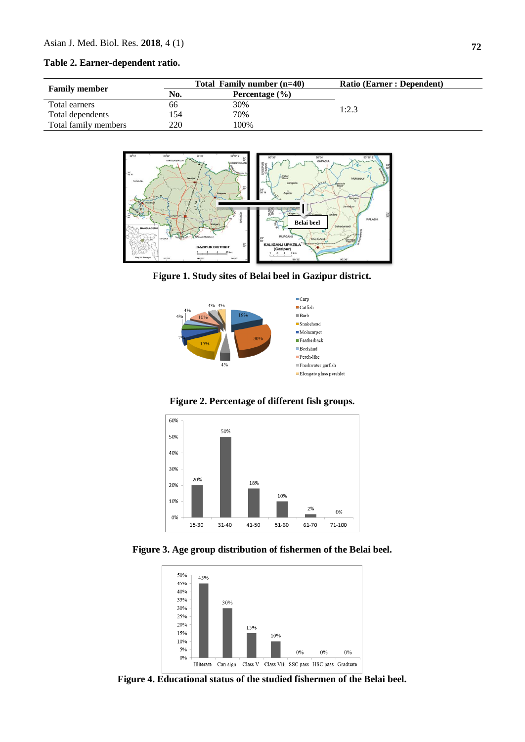**Table 2. Earner-dependent ratio.**

| Family member | Total Family number (n=40) | | Ratio (Earner : Dependent) |
|---|---|---|---|
| | No. | Percentage (%) | |
| Total earners | 66 | 30% | 1:2.3 |
| Total dependents | 154 | 70% | |
| Total family members | 220 | 100% | |

**Figure 1. Study sites of Belai beel in Gazipur district.**

**Figure 2. Percentage of different fish groups.**

**Figure 3. Age group distribution of fishermen of the Belai beel.**

**Figure 4. Educational status of the studied fishermen of the Belai beel.**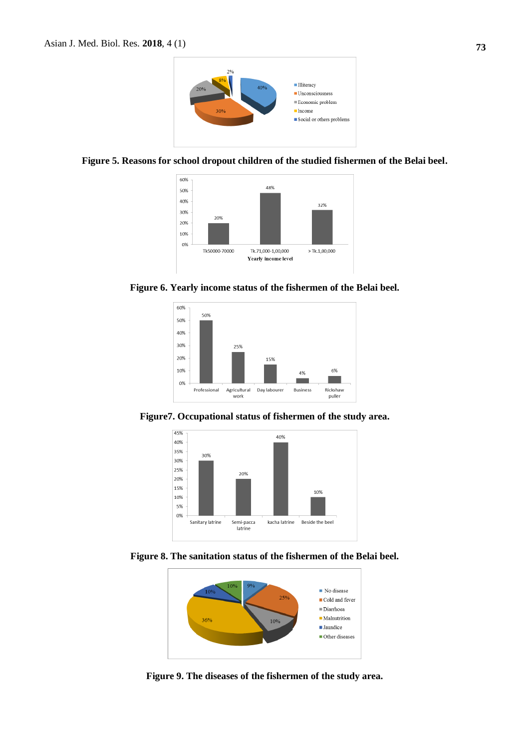**Figure 5. Reasons for school dropout children of the studied fishermen of the Belai beel.**

**Figure 6. Yearly income status of the fishermen of the Belai beel.**

**Figure7. Occupational status of fishermen of the study area.**

**Figure 8. The sanitation status of the fishermen of the Belai beel.**

**Figure 9. The diseases of the fishermen of the study area.**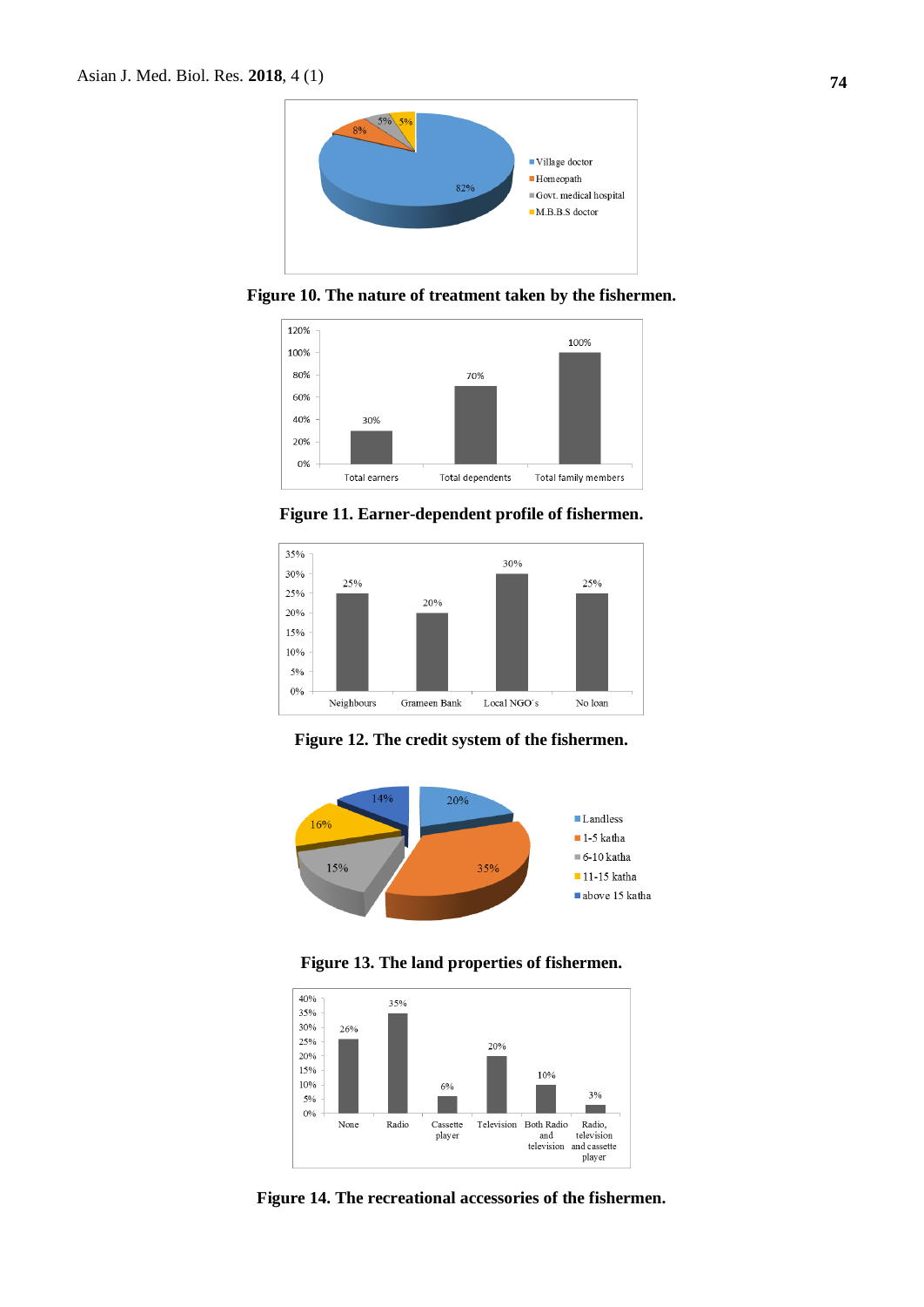**Figure 10. The nature of treatment taken by the fishermen.**

**Figure 11. Earner-dependent profile of fishermen.**

**Figure 12. The credit system of the fishermen.**

**Figure 13. The land properties of fishermen.**

**Figure 14. The recreational accessories of the fishermen.**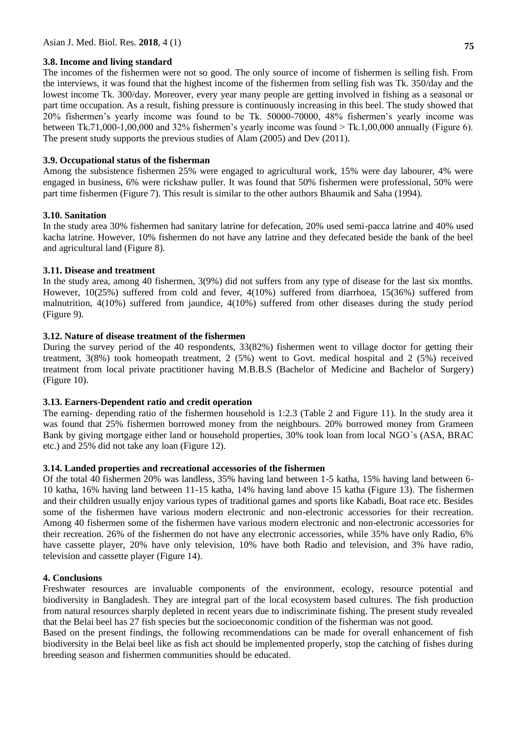### 3.8. Income and living standard

The incomes of the fishermen were not so good. The only source of income of fishermen is selling fish. From the interviews, it was found that the highest income of the fishermen from selling fish was Tk. 350/day and the lowest income Tk. 300/day. Moreover, every year many people are getting involved in fishing as a seasonal or part time occupation. As a result, fishing pressure is continuously increasing in this beel. The study showed that 20% fishermen's yearly income was found to be Tk. 50000-70000, 48% fishermen's yearly income was between Tk.71,000-1,00,000 and 32% fishermen's yearly income was found > Tk.1,00,000 annually (Figure 6). The present study supports the previous studies of Alam (2005) and Dev (2011).

### 3.9. Occupational status of the fisherman

Among the subsistence fishermen 25% were engaged to agricultural work, 15% were day labourer, 4% were engaged in business, 6% were rickshaw puller. It was found that 50% fishermen were professional, 50% were part time fishermen (Figure 7). This result is similar to the other authors Bhaumik and Saha (1994).

### 3.10. Sanitation

In the study area 30% fishermen had sanitary latrine for defecation, 20% used semi-pacca latrine and 40% used kacha latrine. However, 10% fishermen do not have any latrine and they defecated beside the bank of the beel and agricultural land (Figure 8).

### 3.11. Disease and treatment

In the study area, among 40 fishermen, 3(9%) did not suffers from any type of disease for the last six months. However, 10(25%) suffered from cold and fever, 4(10%) suffered from diarrhoea, 15(36%) suffered from malnutrition, 4(10%) suffered from jaundice, 4(10%) suffered from other diseases during the study period (Figure 9).

### 3.12. Nature of disease treatment of the fishermen

During the survey period of the 40 respondents, 33(82%) fishermen went to village doctor for getting their treatment, 3(8%) took homeopath treatment, 2 (5%) went to Govt. medical hospital and 2 (5%) received treatment from local private practitioner having M.B.B.S (Bachelor of Medicine and Bachelor of Surgery) (Figure 10).

### 3.13. Earners-Dependent ratio and credit operation

The earning- depending ratio of the fishermen household is 1:2.3 (Table 2 and Figure 11). In the study area it was found that 25% fishermen borrowed money from the neighbours. 20% borrowed money from Grameen Bank by giving mortgage either land or household properties, 30% took loan from local NGO`s (ASA, BRAC etc.) and 25% did not take any loan (Figure 12).

### 3.14. Landed properties and recreational accessories of the fishermen

Of the total 40 fishermen 20% was landless, 35% having land between 1-5 katha, 15% having land between 6-10 katha, 16% having land between 11-15 katha, 14% having land above 15 katha (Figure 13). The fishermen and their children usually enjoy various types of traditional games and sports like Kabadi, Boat race etc. Besides some of the fishermen have various modern electronic and non-electronic accessories for their recreation. Among 40 fishermen some of the fishermen have various modern electronic and non-electronic accessories for their recreation. 26% of the fishermen do not have any electronic accessories, while 35% have only Radio, 6% have cassette player, 20% have only television, 10% have both Radio and television, and 3% have radio, television and cassette player (Figure 14).

## 4. Conclusions

Freshwater resources are invaluable components of the environment, ecology, resource potential and biodiversity in Bangladesh. They are integral part of the local ecosystem based cultures. The fish production from natural resources sharply depleted in recent years due to indiscriminate fishing. The present study revealed that the Belai beel has 27 fish species but the socioeconomic condition of the fisherman was not good.

Based on the present findings, the following recommendations can be made for overall enhancement of fish biodiversity in the Belai beel like as fish act should be implemented properly, stop the catching of fishes during breeding season and fishermen communities should be educated.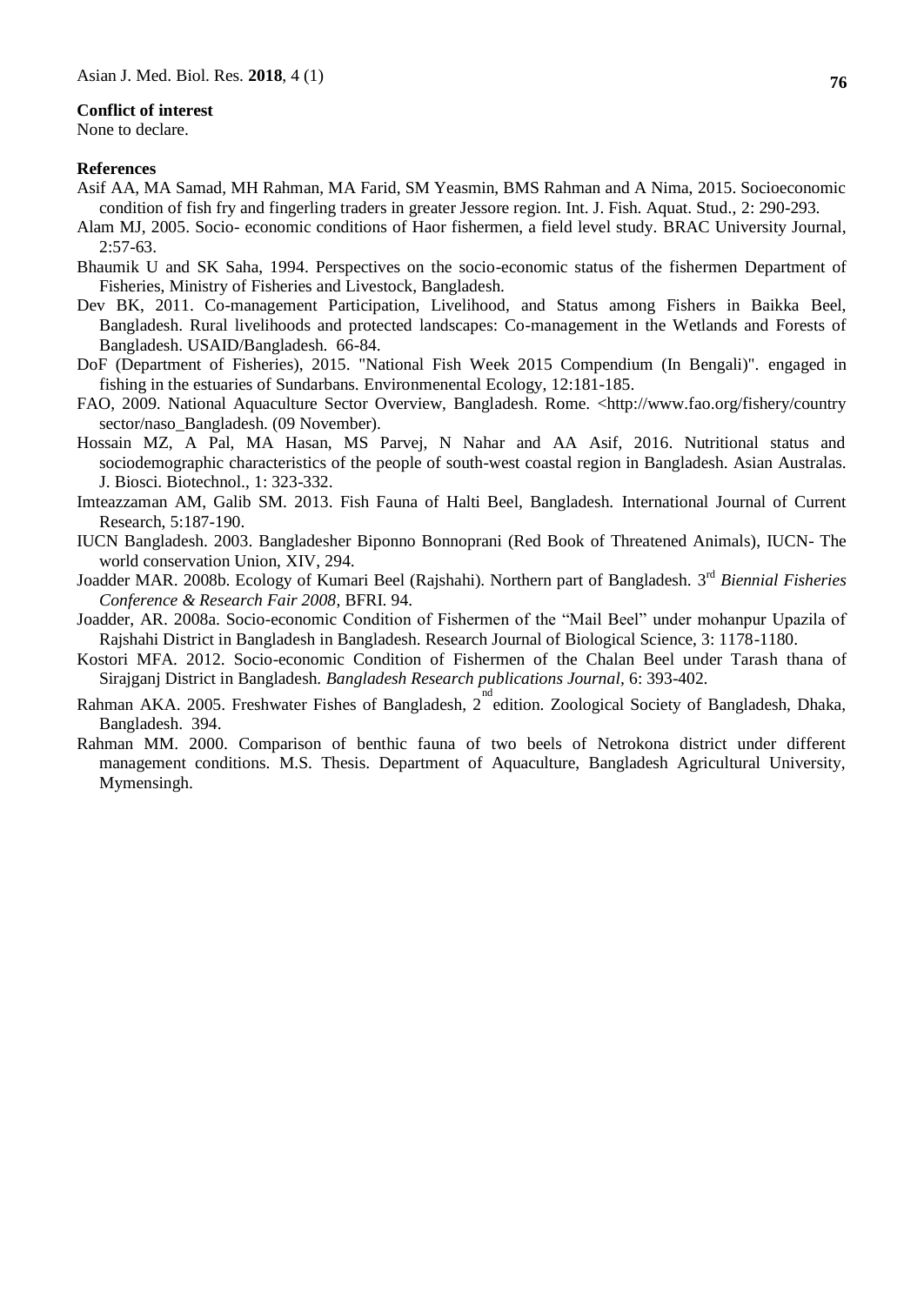**Conflict of interest**

None to declare.

**References**

Asif AA, MA Samad, MH Rahman, MA Farid, SM Yeasmin, BMS Rahman and A Nima, 2015. Socioeconomic condition of fish fry and fingerling traders in greater Jessore region. Int. J. Fish. Aquat. Stud., 2: 290-293.

Alam MJ, 2005. Socio- economic conditions of Haor fishermen, a field level study. BRAC University Journal, 2:57-63.

Bhaumik U and SK Saha, 1994. Perspectives on the socio-economic status of the fishermen Department of Fisheries, Ministry of Fisheries and Livestock, Bangladesh.

Dev BK, 2011. Co-management Participation, Livelihood, and Status among Fishers in Baikka Beel, Bangladesh. Rural livelihoods and protected landscapes: Co-management in the Wetlands and Forests of Bangladesh. USAID/Bangladesh. 66-84.

DoF (Department of Fisheries), 2015. "National Fish Week 2015 Compendium (In Bengali)". engaged in fishing in the estuaries of Sundarbans. Environmenental Ecology, 12:181-185.

FAO, 2009. National Aquaculture Sector Overview, Bangladesh. Rome. <http://www.fao.org/fishery/country sector/naso_Bangladesh. (09 November).

Hossain MZ, A Pal, MA Hasan, MS Parvej, N Nahar and AA Asif, 2016. Nutritional status and sociodemographic characteristics of the people of south-west coastal region in Bangladesh. Asian Australas. J. Biosci. Biotechnol., 1: 323-332.

Imteazzaman AM, Galib SM. 2013. Fish Fauna of Halti Beel, Bangladesh. International Journal of Current Research, 5:187-190.

IUCN Bangladesh. 2003. Bangladesher Biponno Bonnoprani (Red Book of Threatened Animals), IUCN- The world conservation Union, XIV, 294.

Joadder MAR. 2008b. Ecology of Kumari Beel (Rajshahi). Northern part of Bangladesh. 3rd *Biennial Fisheries Conference & Research Fair 2008*, BFRI. 94.

Joadder, AR. 2008a. Socio-economic Condition of Fishermen of the "Mail Beel" under mohanpur Upazila of Rajshahi District in Bangladesh in Bangladesh. Research Journal of Biological Science, 3: 1178-1180.

Kostori MFA. 2012. Socio-economic Condition of Fishermen of the Chalan Beel under Tarash thana of Sirajganj District in Bangladesh. *Bangladesh Research publications Journal*, 6: 393-402.

Rahman AKA. 2005. Freshwater Fishes of Bangladesh, 2nd edition. Zoological Society of Bangladesh, Dhaka, Bangladesh. 394.

Rahman MM. 2000. Comparison of benthic fauna of two beels of Netrokona district under different management conditions. M.S. Thesis. Department of Aquaculture, Bangladesh Agricultural University, Mymensingh.